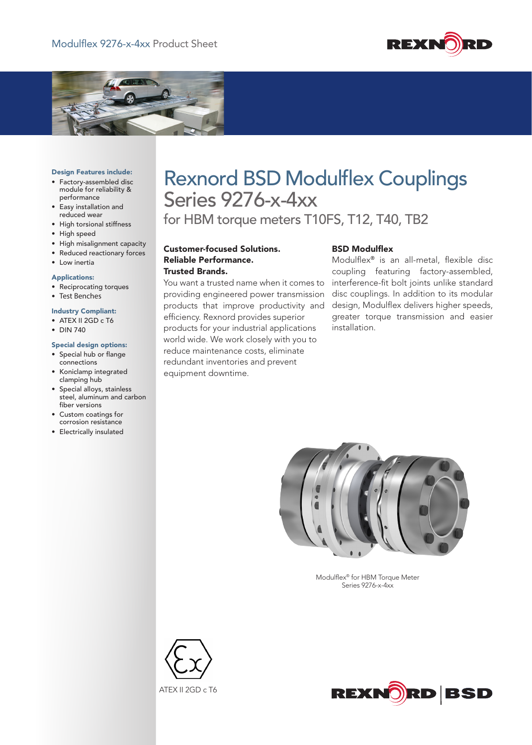Modulflex 9276-x-4xx Product Sheet

# Rexnord BSD Modulflex Couplings
## Series 9276-x-4xx
### for HBM torque meters T10FS, T12, T40, TB2

**Design Features include:**

- Factory-assembled disc module for reliability & performance
- Easy installation and reduced wear
- High torsional stiffness
- High speed
- High misalignment capacity
- Reduced reactionary forces
- Low inertia

**Applications:**

- Reciprocating torques
- Test Benches

**Industry Compliant:**

- ATEX II 2GD c T6
- DIN 740

**Special design options:**

- Special hub or flange connections
- Koniclamp integrated clamping hub
- Special alloys, stainless steel, aluminum and carbon fiber versions
- Custom coatings for corrosion resistance
- Electrically insulated

**Customer-focused Solutions.**
**Reliable Performance.**
**Trusted Brands.**

You want a trusted name when it comes to providing engineered power transmission products that improve productivity and efficiency. Rexnord provides superior products for your industrial applications world wide. We work closely with you to reduce maintenance costs, eliminate redundant inventories and prevent equipment downtime.

**BSD Modulflex**

Modulflex® is an all-metal, flexible disc coupling featuring factory-assembled, interference-fit bolt joints unlike standard disc couplings. In addition to its modular design, Modulflex delivers higher speeds, greater torque transmission and easier installation.

Modulflex® for HBM Torque Meter
Series 9276-x-4xx

ATEX II 2GD c T6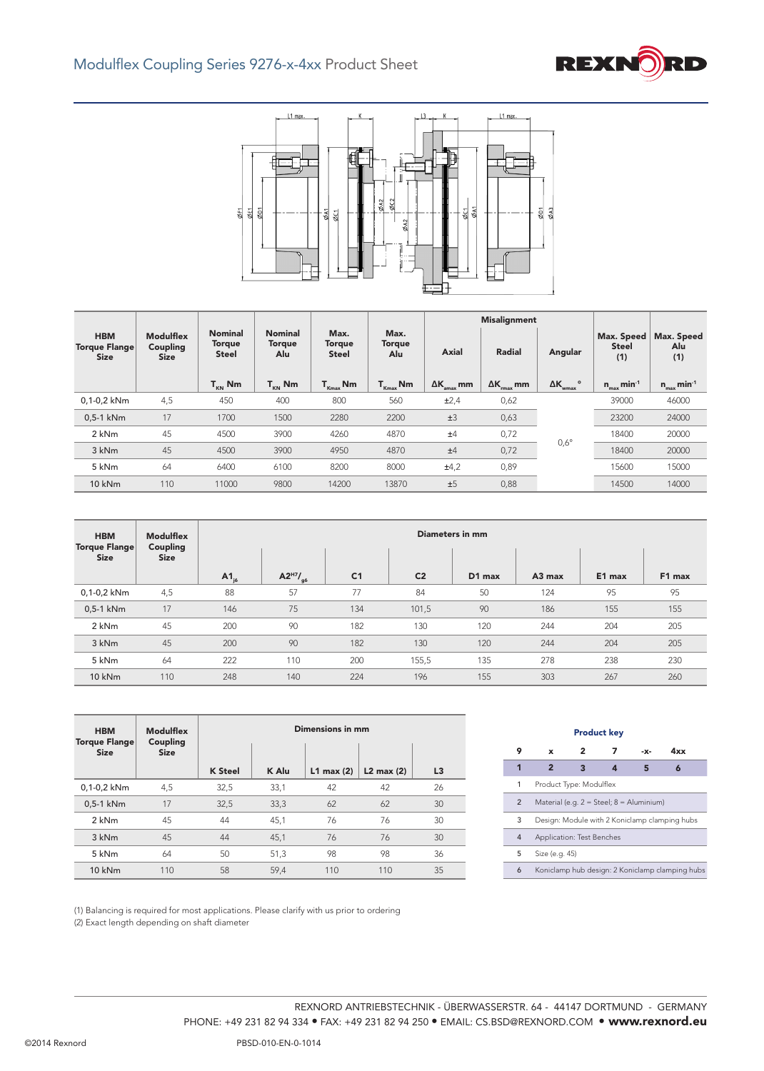# Modulflex Coupling Series 9276-x-4xx Product Sheet

L1 max. K L3 K L1 max.

ØF1 ØE1 ØD1 ØA1 ØC1 ØA2 ØC2 ØA2 ØC1 ØA1 ØD1 ØA3

| HBM Torque Flange Size | Modulflex Coupling Size | Nominal Torque Steel | Nominal Torque Alu | Max. Torque Steel | Max. Torque Alu | Misalignment | | | Max. Speed Steel (1) | Max. Speed Alu (1) |
|---|---|---|---|---|---|---|---|---|---|---|
| | | | | | | Axial | Radial | Angular | | |
| | | $T_{KN}$ Nm | $T_{KN}$ Nm | $T_{Kmax}$ Nm | $T_{Kmax}$ Nm | $\Delta K_{amax}$ mm | $\Delta K_{rmax}$ mm | $\Delta K_{wmax}$ ° | $n_{max}$ min$^{-1}$ | $n_{max}$ min$^{-1}$ |
| 0,1-0,2 kNm | 4,5 | 450 | 400 | 800 | 560 | ±2,4 | 0,62 | 0,6° | 39000 | 46000 |
| 0,5-1 kNm | 17 | 1700 | 1500 | 2280 | 2200 | ±3 | 0,63 | | 23200 | 24000 |
| 2 kNm | 45 | 4500 | 3900 | 4260 | 4870 | ±4 | 0,72 | | 18400 | 20000 |
| 3 kNm | 45 | 4500 | 3900 | 4950 | 4870 | ±4 | 0,72 | | 18400 | 20000 |
| 5 kNm | 64 | 6400 | 6100 | 8200 | 8000 | ±4,2 | 0,89 | | 15600 | 15000 |
| 10 kNm | 110 | 11000 | 9800 | 14200 | 13870 | ±5 | 0,88 | | 14500 | 14000 |

| HBM Torque Flange Size | Modulflex Coupling Size | Diameters in mm | | | | | | | |
|---|---|---|---|---|---|---|---|---|---|
| | | $A1_{j6}$ | $A2^{H7}/_{g6}$ | C1 | C2 | D1 max | A3 max | E1 max | F1 max |
| 0,1-0,2 kNm | 4,5 | 88 | 57 | 77 | 84 | 50 | 124 | 95 | 95 |
| 0,5-1 kNm | 17 | 146 | 75 | 134 | 101,5 | 90 | 186 | 155 | 155 |
| 2 kNm | 45 | 200 | 90 | 182 | 130 | 120 | 244 | 204 | 205 |
| 3 kNm | 45 | 200 | 90 | 182 | 130 | 120 | 244 | 204 | 205 |
| 5 kNm | 64 | 222 | 110 | 200 | 155,5 | 135 | 278 | 238 | 230 |
| 10 kNm | 110 | 248 | 140 | 224 | 196 | 155 | 303 | 267 | 260 |

| HBM Torque Flange Size | Modulflex Coupling Size | Dimensions in mm | | | | |
|---|---|---|---|---|---|---|
| | | K Steel | K Alu | L1 max (2) | L2 max (2) | L3 |
| 0,1-0,2 kNm | 4,5 | 32,5 | 33,1 | 42 | 42 | 26 |
| 0,5-1 kNm | 17 | 32,5 | 33,3 | 62 | 62 | 30 |
| 2 kNm | 45 | 44 | 45,1 | 76 | 76 | 30 |
| 3 kNm | 45 | 44 | 45,1 | 76 | 76 | 30 |
| 5 kNm | 64 | 50 | 51,3 | 98 | 98 | 36 |
| 10 kNm | 110 | 58 | 59,4 | 110 | 110 | 35 |

**Product key**

| 9 | x | 2 | 7 | -x- | 4xx |
|---|---|---|---|---|---|
| 1 | 2 | 3 | 4 | 5 | 6 |

| | |
|---|---|
| 1 | Product Type: Modulflex |
| 2 | Material (e.g. 2 = Steel; 8 = Aluminium) |
| 3 | Design: Module with 2 Koniclamp clamping hubs |
| 4 | Application: Test Benches |
| 5 | Size (e.g. 45) |
| 6 | Koniclamp hub design: 2 Koniclamp clamping hubs |

(1) Balancing is required for most applications. Please clarify with us prior to ordering
(2) Exact length depending on shaft diameter

REXNORD ANTRIEBSTECHNIK - ÜBERWASSERSTR. 64 - 44147 DORTMUND - GERMANY
PHONE: +49 231 82 94 334 • FAX: +49 231 82 94 250 • EMAIL: CS.BSD@REXNORD.COM • **www.rexnord.eu**

©2014 Rexnord PBSD-010-EN-0-1014